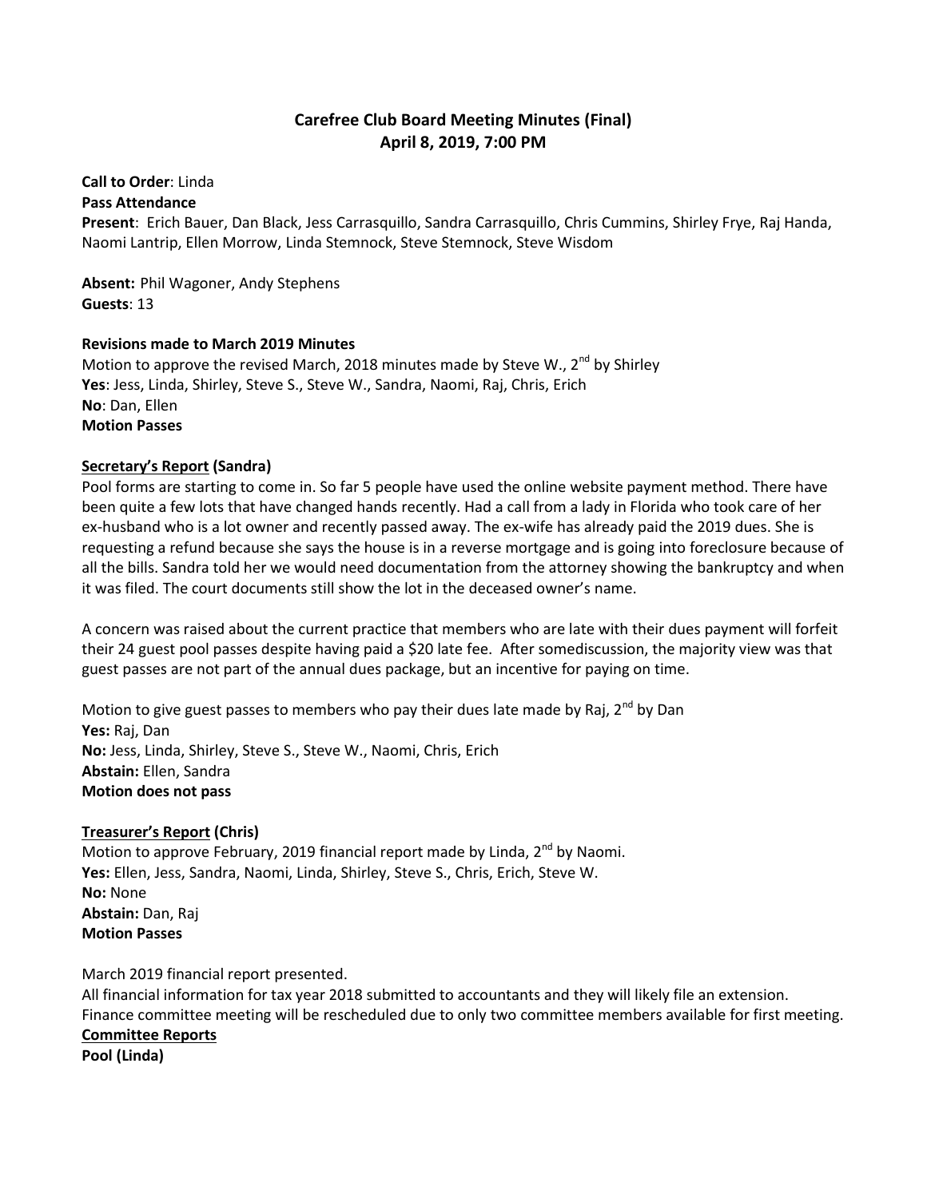# Carefree Club Board Meeting Minutes (Final)
# April 8, 2019, 7:00 PM

**Call to Order**: Linda
**Pass Attendance**
**Present**: Erich Bauer, Dan Black, Jess Carrasquillo, Sandra Carrasquillo, Chris Cummins, Shirley Frye, Raj Handa, Naomi Lantrip, Ellen Morrow, Linda Stemnock, Steve Stemnock, Steve Wisdom

**Absent:** Phil Wagoner, Andy Stephens
**Guests**: 13

**Revisions made to March 2019 Minutes**
Motion to approve the revised March, 2018 minutes made by Steve W., 2nd by Shirley
**Yes**: Jess, Linda, Shirley, Steve S., Steve W., Sandra, Naomi, Raj, Chris, Erich
**No**: Dan, Ellen
**Motion Passes**

**Secretary's Report (Sandra)**
Pool forms are starting to come in. So far 5 people have used the online website payment method. There have been quite a few lots that have changed hands recently. Had a call from a lady in Florida who took care of her ex-husband who is a lot owner and recently passed away. The ex-wife has already paid the 2019 dues. She is requesting a refund because she says the house is in a reverse mortgage and is going into foreclosure because of all the bills. Sandra told her we would need documentation from the attorney showing the bankruptcy and when it was filed. The court documents still show the lot in the deceased owner's name.

A concern was raised about the current practice that members who are late with their dues payment will forfeit their 24 guest pool passes despite having paid a $20 late fee. After somediscussion, the majority view was that guest passes are not part of the annual dues package, but an incentive for paying on time.

Motion to give guest passes to members who pay their dues late made by Raj, 2nd by Dan
**Yes:** Raj, Dan
**No:** Jess, Linda, Shirley, Steve S., Steve W., Naomi, Chris, Erich
**Abstain:** Ellen, Sandra
**Motion does not pass**

**Treasurer's Report (Chris)**
Motion to approve February, 2019 financial report made by Linda, 2nd by Naomi.
**Yes:** Ellen, Jess, Sandra, Naomi, Linda, Shirley, Steve S., Chris, Erich, Steve W.
**No:** None
**Abstain:** Dan, Raj
**Motion Passes**

March 2019 financial report presented.
All financial information for tax year 2018 submitted to accountants and they will likely file an extension.
Finance committee meeting will be rescheduled due to only two committee members available for first meeting.

**Committee Reports**
**Pool (Linda)**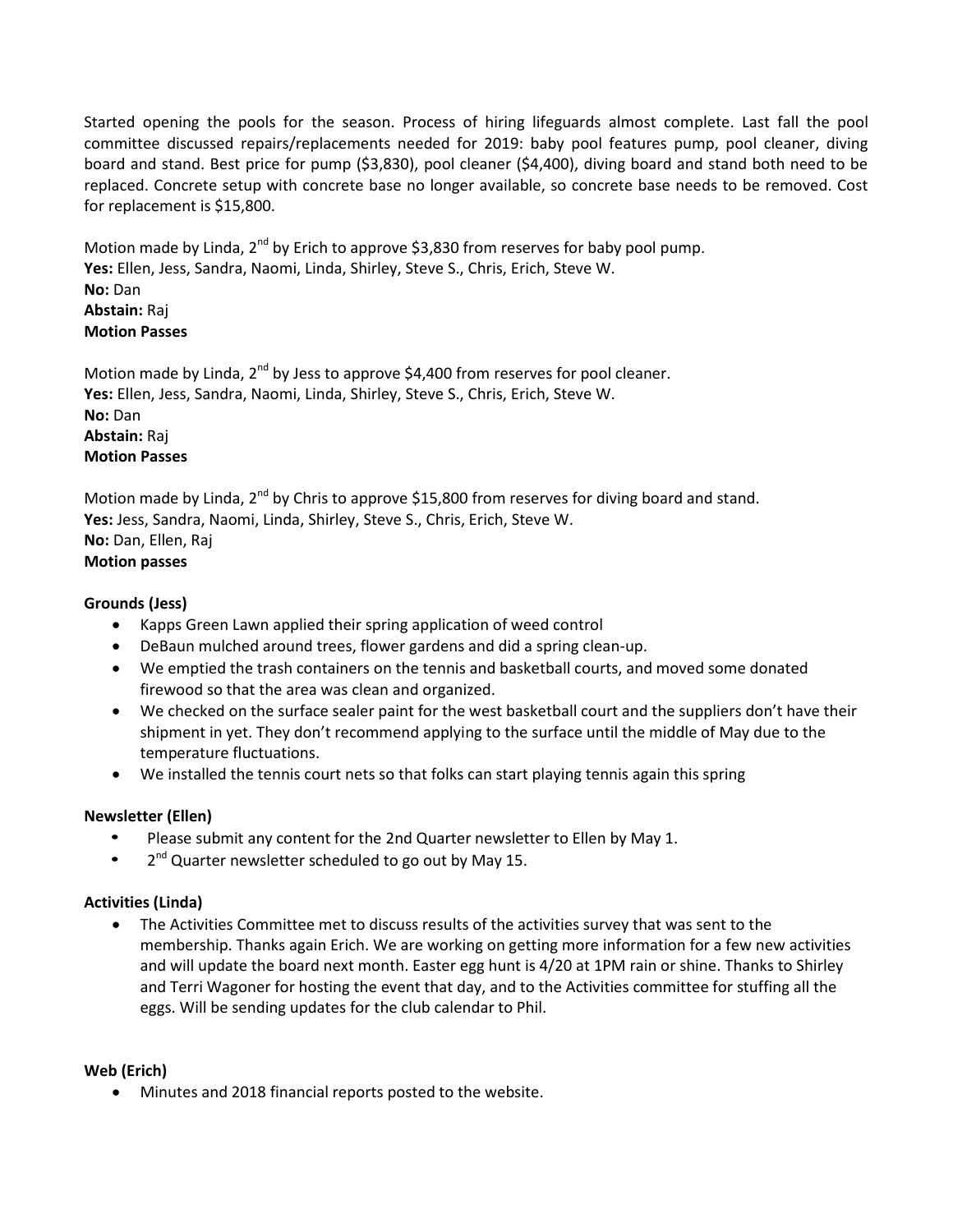Started opening the pools for the season. Process of hiring lifeguards almost complete. Last fall the pool committee discussed repairs/replacements needed for 2019: baby pool features pump, pool cleaner, diving board and stand. Best price for pump ($3,830), pool cleaner ($4,400), diving board and stand both need to be replaced. Concrete setup with concrete base no longer available, so concrete base needs to be removed. Cost for replacement is $15,800.

Motion made by Linda, 2nd by Erich to approve $3,830 from reserves for baby pool pump.
**Yes:** Ellen, Jess, Sandra, Naomi, Linda, Shirley, Steve S., Chris, Erich, Steve W.
**No:** Dan
**Abstain:** Raj
**Motion Passes**

Motion made by Linda, 2nd by Jess to approve $4,400 from reserves for pool cleaner.
**Yes:** Ellen, Jess, Sandra, Naomi, Linda, Shirley, Steve S., Chris, Erich, Steve W.
**No:** Dan
**Abstain:** Raj
**Motion Passes**

Motion made by Linda, 2nd by Chris to approve $15,800 from reserves for diving board and stand.
**Yes:** Jess, Sandra, Naomi, Linda, Shirley, Steve S., Chris, Erich, Steve W.
**No:** Dan, Ellen, Raj
**Motion passes**

**Grounds (Jess)**

- Kapps Green Lawn applied their spring application of weed control
- DeBaun mulched around trees, flower gardens and did a spring clean-up.
- We emptied the trash containers on the tennis and basketball courts, and moved some donated firewood so that the area was clean and organized.
- We checked on the surface sealer paint for the west basketball court and the suppliers don't have their shipment in yet. They don't recommend applying to the surface until the middle of May due to the temperature fluctuations.
- We installed the tennis court nets so that folks can start playing tennis again this spring

**Newsletter (Ellen)**

- Please submit any content for the 2nd Quarter newsletter to Ellen by May 1.
- 2nd Quarter newsletter scheduled to go out by May 15.

**Activities (Linda)**

- The Activities Committee met to discuss results of the activities survey that was sent to the membership. Thanks again Erich. We are working on getting more information for a few new activities and will update the board next month. Easter egg hunt is 4/20 at 1PM rain or shine. Thanks to Shirley and Terri Wagoner for hosting the event that day, and to the Activities committee for stuffing all the eggs. Will be sending updates for the club calendar to Phil.

**Web (Erich)**

- Minutes and 2018 financial reports posted to the website.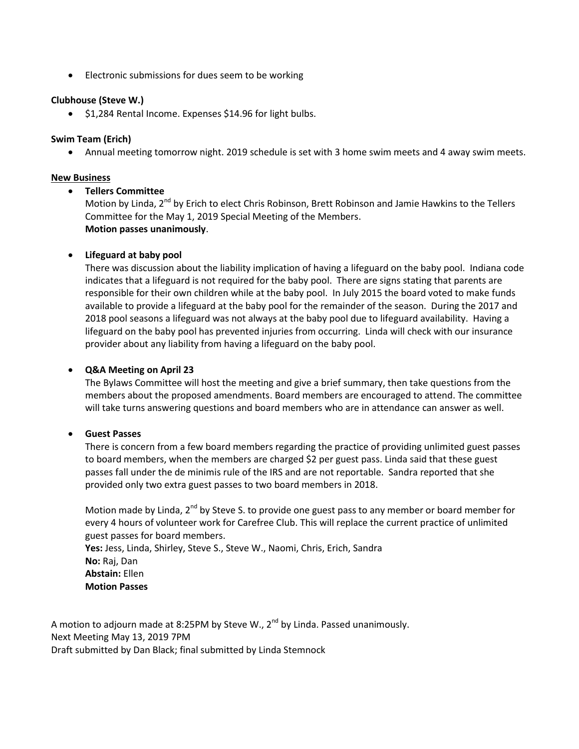- Electronic submissions for dues seem to be working

**Clubhouse (Steve W.)**

- $1,284 Rental Income. Expenses $14.96 for light bulbs.

**Swim Team (Erich)**

- Annual meeting tomorrow night. 2019 schedule is set with 3 home swim meets and 4 away swim meets.

**New Business**

- **Tellers Committee**
  Motion by Linda, 2nd by Erich to elect Chris Robinson, Brett Robinson and Jamie Hawkins to the Tellers Committee for the May 1, 2019 Special Meeting of the Members.
  **Motion passes unanimously**.

- **Lifeguard at baby pool**
  There was discussion about the liability implication of having a lifeguard on the baby pool. Indiana code indicates that a lifeguard is not required for the baby pool. There are signs stating that parents are responsible for their own children while at the baby pool. In July 2015 the board voted to make funds available to provide a lifeguard at the baby pool for the remainder of the season. During the 2017 and 2018 pool seasons a lifeguard was not always at the baby pool due to lifeguard availability. Having a lifeguard on the baby pool has prevented injuries from occurring. Linda will check with our insurance provider about any liability from having a lifeguard on the baby pool.

- **Q&A Meeting on April 23**
  The Bylaws Committee will host the meeting and give a brief summary, then take questions from the members about the proposed amendments. Board members are encouraged to attend. The committee will take turns answering questions and board members who are in attendance can answer as well.

- **Guest Passes**
  There is concern from a few board members regarding the practice of providing unlimited guest passes to board members, when the members are charged $2 per guest pass. Linda said that these guest passes fall under the de minimis rule of the IRS and are not reportable. Sandra reported that she provided only two extra guest passes to two board members in 2018.

  Motion made by Linda, 2nd by Steve S. to provide one guest pass to any member or board member for every 4 hours of volunteer work for Carefree Club. This will replace the current practice of unlimited guest passes for board members.
  **Yes:** Jess, Linda, Shirley, Steve S., Steve W., Naomi, Chris, Erich, Sandra
  **No:** Raj, Dan
  **Abstain:** Ellen
  **Motion Passes**

A motion to adjourn made at 8:25PM by Steve W., 2nd by Linda. Passed unanimously.
Next Meeting May 13, 2019 7PM
Draft submitted by Dan Black; final submitted by Linda Stemnock